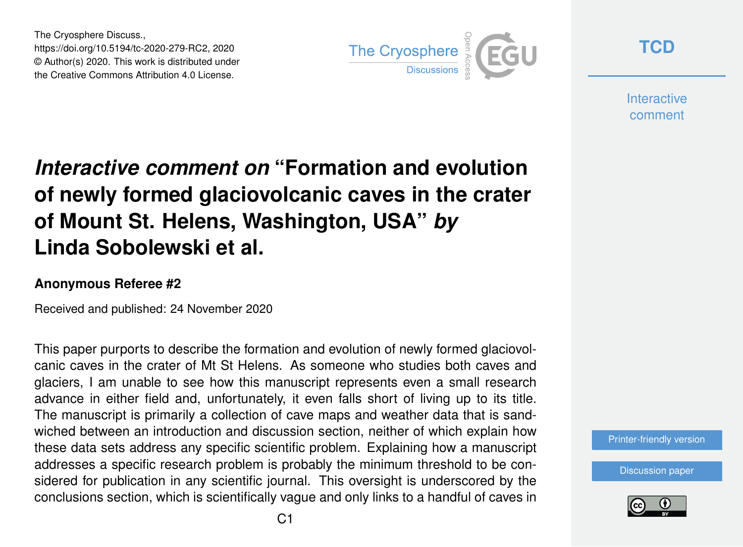The Cryosphere Discuss.,
https://doi.org/10.5194/tc-2020-279-RC2, 2020
© Author(s) 2020. This work is distributed under
the Creative Commons Attribution 4.0 License.

# *Interactive comment on* "Formation and evolution of newly formed glaciovolcanic caves in the crater of Mount St. Helens, Washington, USA" *by* Linda Sobolewski et al.

**Anonymous Referee #2**

Received and published: 24 November 2020

This paper purports to describe the formation and evolution of newly formed glaciovolcanic caves in the crater of Mt St Helens. As someone who studies both caves and glaciers, I am unable to see how this manuscript represents even a small research advance in either field and, unfortunately, it even falls short of living up to its title. The manuscript is primarily a collection of cave maps and weather data that is sandwiched between an introduction and discussion section, neither of which explain how these data sets address any specific scientific problem. Explaining how a manuscript addresses a specific research problem is probably the minimum threshold to be considered for publication in any scientific journal. This oversight is underscored by the conclusions section, which is scientifically vague and only links to a handful of caves in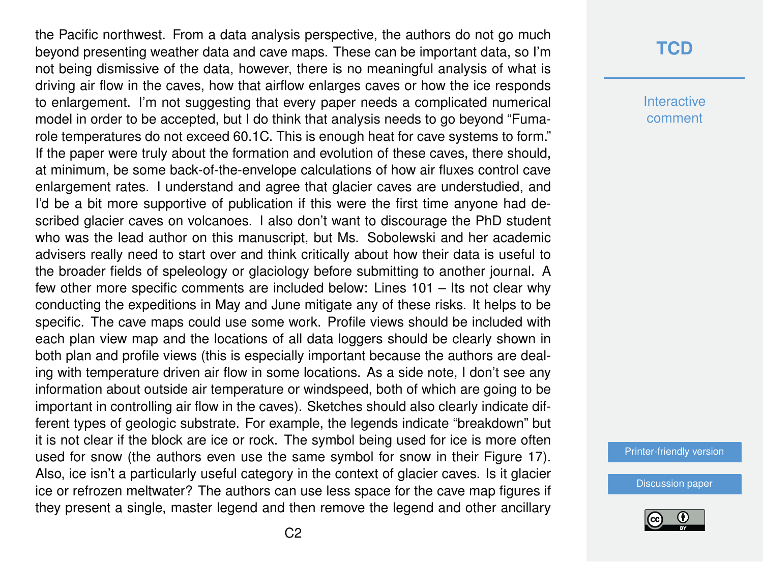the Pacific northwest. From a data analysis perspective, the authors do not go much beyond presenting weather data and cave maps. These can be important data, so I'm not being dismissive of the data, however, there is no meaningful analysis of what is driving air flow in the caves, how that airflow enlarges caves or how the ice responds to enlargement. I'm not suggesting that every paper needs a complicated numerical model in order to be accepted, but I do think that analysis needs to go beyond "Fumarole temperatures do not exceed 60.1C. This is enough heat for cave systems to form." If the paper were truly about the formation and evolution of these caves, there should, at minimum, be some back-of-the-envelope calculations of how air fluxes control cave enlargement rates. I understand and agree that glacier caves are understudied, and I'd be a bit more supportive of publication if this were the first time anyone had described glacier caves on volcanoes. I also don't want to discourage the PhD student who was the lead author on this manuscript, but Ms. Sobolewski and her academic advisers really need to start over and think critically about how their data is useful to the broader fields of speleology or glaciology before submitting to another journal. A few other more specific comments are included below: Lines 101 – Its not clear why conducting the expeditions in May and June mitigate any of these risks. It helps to be specific. The cave maps could use some work. Profile views should be included with each plan view map and the locations of all data loggers should be clearly shown in both plan and profile views (this is especially important because the authors are dealing with temperature driven air flow in some locations. As a side note, I don't see any information about outside air temperature or windspeed, both of which are going to be important in controlling air flow in the caves). Sketches should also clearly indicate different types of geologic substrate. For example, the legends indicate "breakdown" but it is not clear if the block are ice or rock. The symbol being used for ice is more often used for snow (the authors even use the same symbol for snow in their Figure 17). Also, ice isn't a particularly useful category in the context of glacier caves. Is it glacier ice or refrozen meltwater? The authors can use less space for the cave map figures if they present a single, master legend and then remove the legend and other ancillary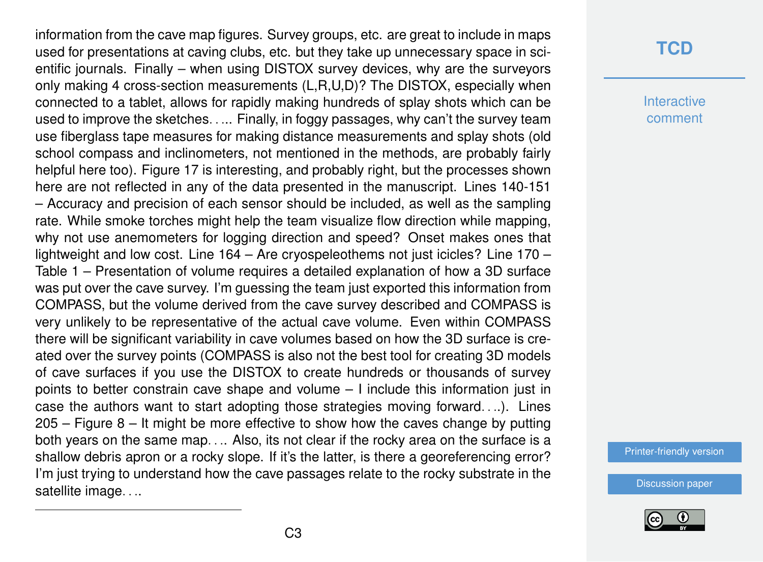information from the cave map figures. Survey groups, etc. are great to include in maps used for presentations at caving clubs, etc. but they take up unnecessary space in scientific journals. Finally – when using DISTOX survey devices, why are the surveyors only making 4 cross-section measurements (L,R,U,D)? The DISTOX, especially when connected to a tablet, allows for rapidly making hundreds of splay shots which can be used to improve the sketches. . ... Finally, in foggy passages, why can't the survey team use fiberglass tape measures for making distance measurements and splay shots (old school compass and inclinometers, not mentioned in the methods, are probably fairly helpful here too). Figure 17 is interesting, and probably right, but the processes shown here are not reflected in any of the data presented in the manuscript. Lines 140-151 – Accuracy and precision of each sensor should be included, as well as the sampling rate. While smoke torches might help the team visualize flow direction while mapping, why not use anemometers for logging direction and speed? Onset makes ones that lightweight and low cost. Line 164 – Are cryospeleothems not just icicles? Line 170 – Table 1 – Presentation of volume requires a detailed explanation of how a 3D surface was put over the cave survey. I'm guessing the team just exported this information from COMPASS, but the volume derived from the cave survey described and COMPASS is very unlikely to be representative of the actual cave volume. Even within COMPASS there will be significant variability in cave volumes based on how the 3D surface is created over the survey points (COMPASS is also not the best tool for creating 3D models of cave surfaces if you use the DISTOX to create hundreds or thousands of survey points to better constrain cave shape and volume – I include this information just in case the authors want to start adopting those strategies moving forward. . ..). Lines 205 – Figure 8 – It might be more effective to show how the caves change by putting both years on the same map. . .. Also, its not clear if the rocky area on the surface is a shallow debris apron or a rocky slope. If it's the latter, is there a georeferencing error? I'm just trying to understand how the cave passages relate to the rocky substrate in the satellite image. . ..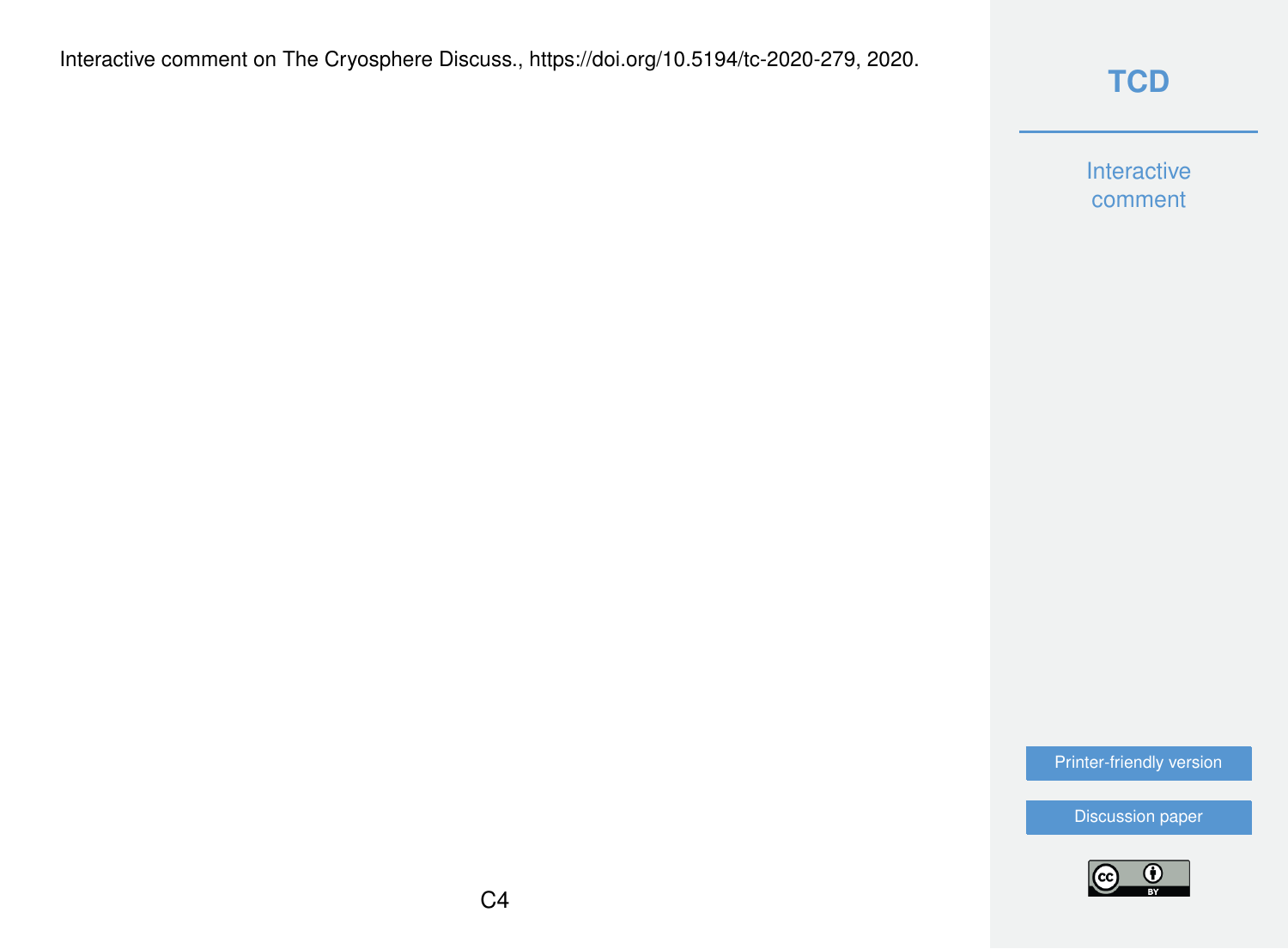Interactive comment on The Cryosphere Discuss., https://doi.org/10.5194/tc-2020-279, 2020.